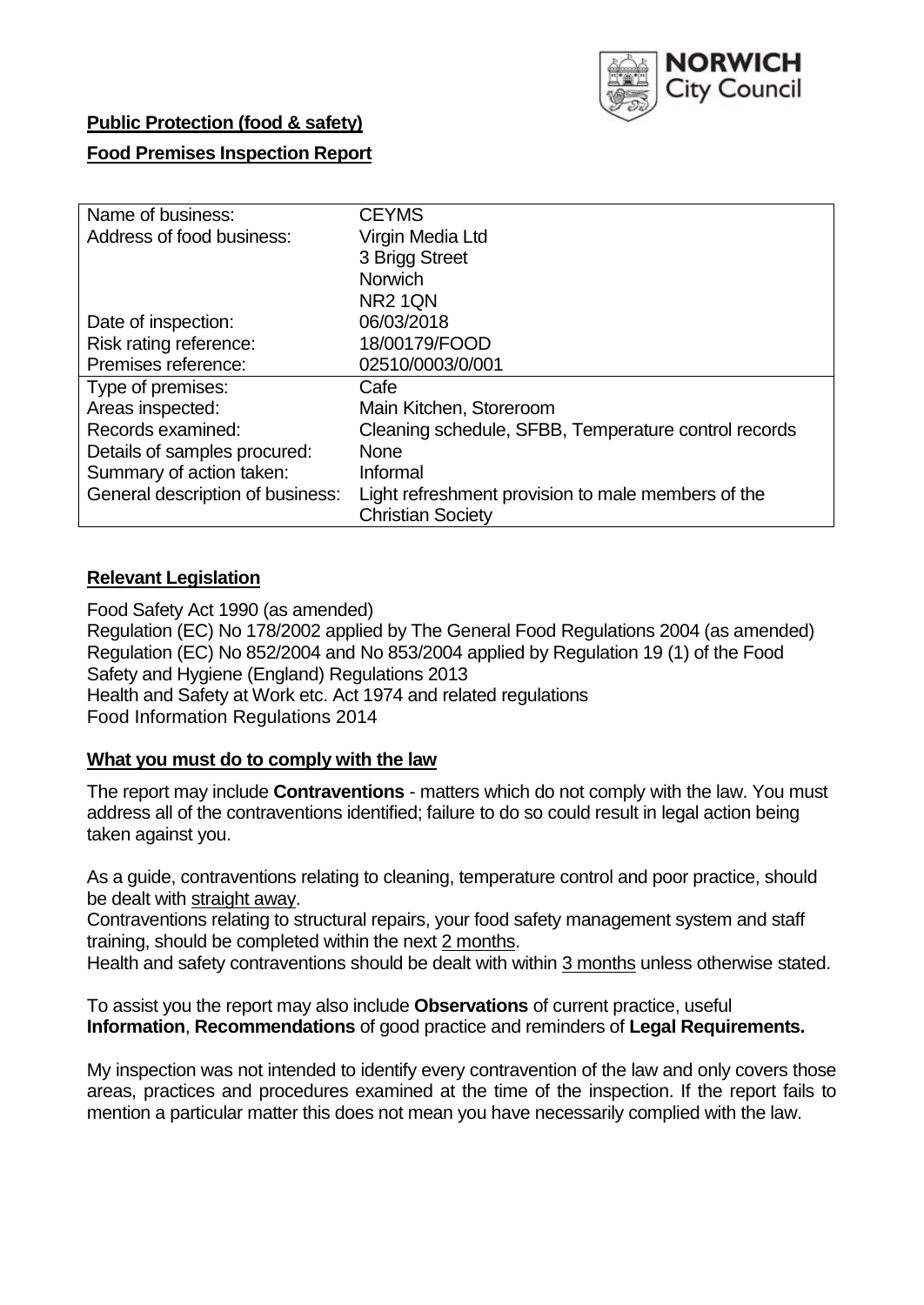**Public Protection (food & safety)**

**Food Premises Inspection Report**

| Name of business: | CEYMS |
|---|---|
| Address of food business: | Virgin Media Ltd<br>3 Brigg Street<br>Norwich<br>NR2 1QN |
| Date of inspection: | 06/03/2018 |
| Risk rating reference: | 18/00179/FOOD |
| Premises reference: | 02510/0003/0/001 |
| Type of premises: | Cafe |
| Areas inspected: | Main Kitchen, Storeroom |
| Records examined: | Cleaning schedule, SFBB, Temperature control records |
| Details of samples procured: | None |
| Summary of action taken: | Informal |
| General description of business: | Light refreshment provision to male members of the Christian Society |

## Relevant Legislation

Food Safety Act 1990 (as amended)
Regulation (EC) No 178/2002 applied by The General Food Regulations 2004 (as amended)
Regulation (EC) No 852/2004 and No 853/2004 applied by Regulation 19 (1) of the Food Safety and Hygiene (England) Regulations 2013
Health and Safety at Work etc. Act 1974 and related regulations
Food Information Regulations 2014

## What you must do to comply with the law

The report may include **Contraventions** - matters which do not comply with the law. You must address all of the contraventions identified; failure to do so could result in legal action being taken against you.

As a guide, contraventions relating to cleaning, temperature control and poor practice, should be dealt with straight away.
Contraventions relating to structural repairs, your food safety management system and staff training, should be completed within the next 2 months.
Health and safety contraventions should be dealt with within 3 months unless otherwise stated.

To assist you the report may also include **Observations** of current practice, useful **Information**, **Recommendations** of good practice and reminders of **Legal Requirements.**

My inspection was not intended to identify every contravention of the law and only covers those areas, practices and procedures examined at the time of the inspection. If the report fails to mention a particular matter this does not mean you have necessarily complied with the law.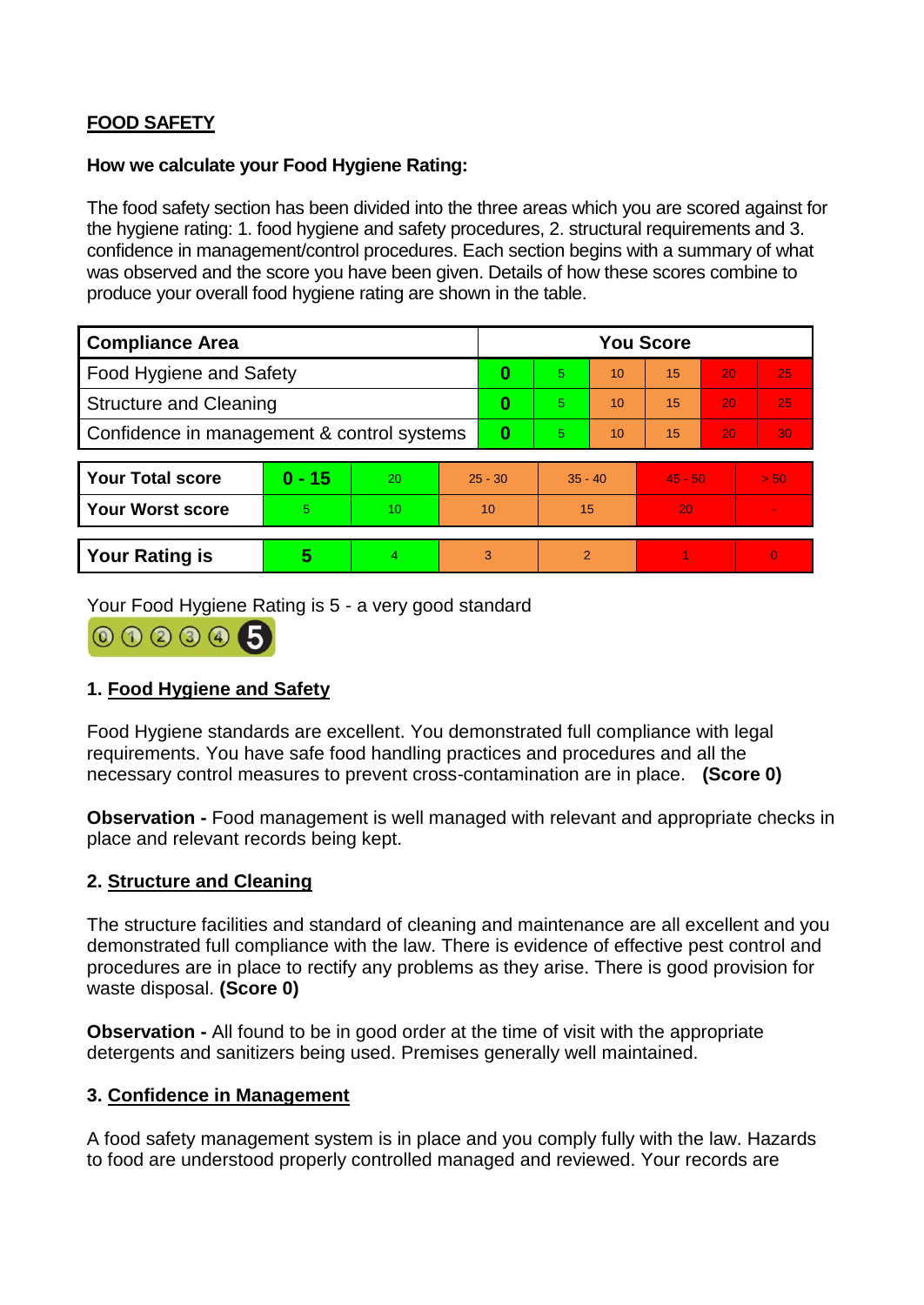**FOOD SAFETY**

**How we calculate your Food Hygiene Rating:**

The food safety section has been divided into the three areas which you are scored against for the hygiene rating: 1. food hygiene and safety procedures, 2. structural requirements and 3. confidence in management/control procedures. Each section begins with a summary of what was observed and the score you have been given. Details of how these scores combine to produce your overall food hygiene rating are shown in the table.

| Compliance Area | You Score | | | | | |
|---|---|---|---|---|---|---|
| Food Hygiene and Safety | **0** | 5 | 10 | 15 | 20 | 25 |
| Structure and Cleaning | **0** | 5 | 10 | 15 | 20 | 25 |
| Confidence in management & control systems | **0** | 5 | 10 | 15 | 20 | 30 |

| | | | | | | |
|---|---|---|---|---|---|---|
| **Your Total score** | **0 - 15** | 20 | 25 - 30 | 35 - 40 | 45 - 50 | > 50 |
| **Your Worst score** | 5 | 10 | 10 | 15 | 20 | - |

| | | | | | | |
|---|---|---|---|---|---|---|
| **Your Rating is** | **5** | 4 | 3 | 2 | 1 | 0 |

Your Food Hygiene Rating is 5 - a very good standard

## 1. Food Hygiene and Safety

Food Hygiene standards are excellent. You demonstrated full compliance with legal requirements. You have safe food handling practices and procedures and all the necessary control measures to prevent cross-contamination are in place. **(Score 0)**

**Observation -** Food management is well managed with relevant and appropriate checks in place and relevant records being kept.

## 2. Structure and Cleaning

The structure facilities and standard of cleaning and maintenance are all excellent and you demonstrated full compliance with the law. There is evidence of effective pest control and procedures are in place to rectify any problems as they arise. There is good provision for waste disposal. **(Score 0)**

**Observation -** All found to be in good order at the time of visit with the appropriate detergents and sanitizers being used. Premises generally well maintained.

## 3. Confidence in Management

A food safety management system is in place and you comply fully with the law. Hazards to food are understood properly controlled managed and reviewed. Your records are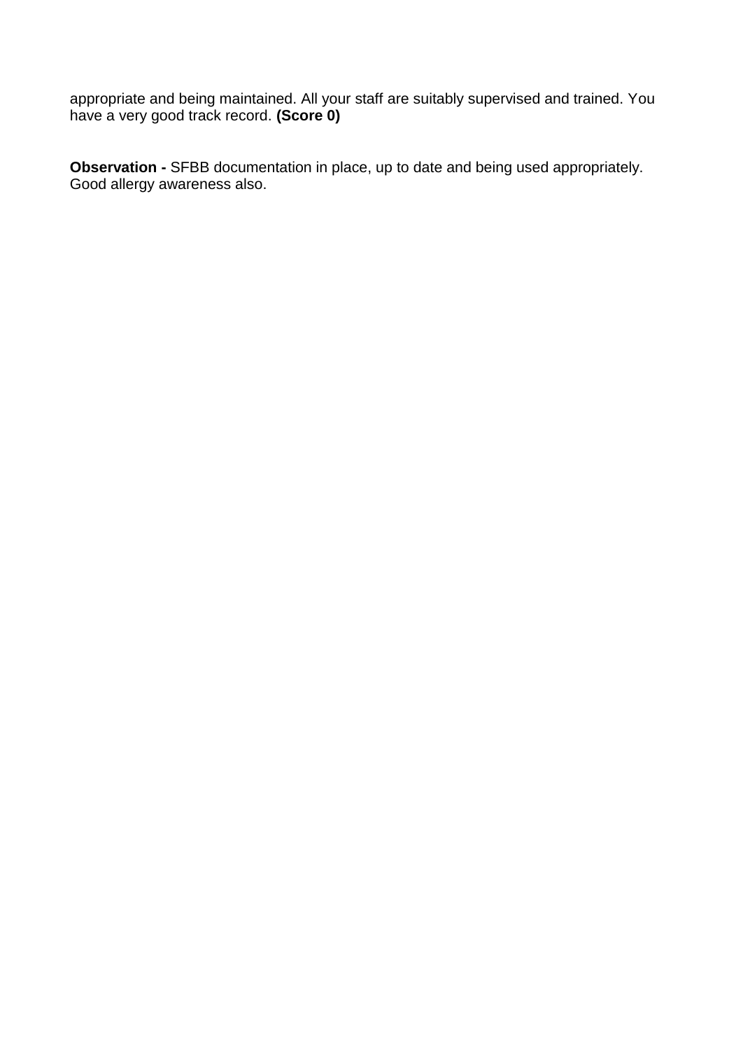appropriate and being maintained. All your staff are suitably supervised and trained. You have a very good track record. **(Score 0)**

**Observation -** SFBB documentation in place, up to date and being used appropriately. Good allergy awareness also.